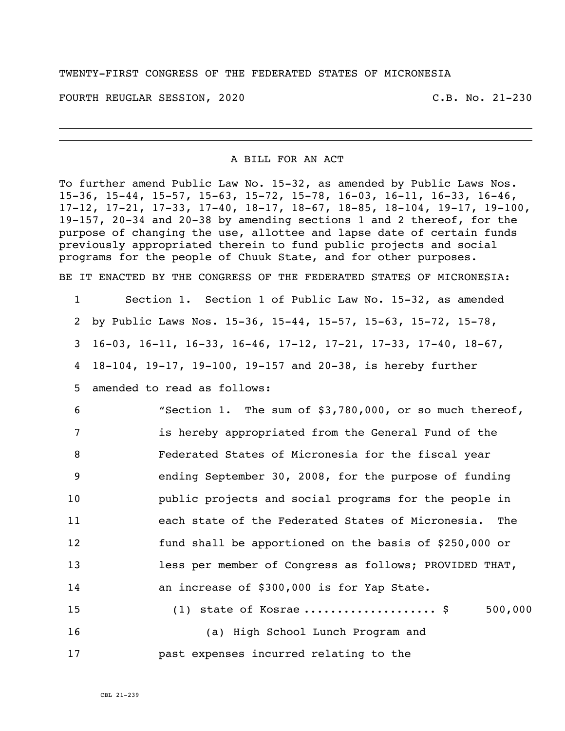TWENTY-FIRST CONGRESS OF THE FEDERATED STATES OF MICRONESIA

FOURTH REUGLAR SESSION, 2020 C.B. No. 21-230

# A BILL FOR AN ACT

To further amend Public Law No. 15-32, as amended by Public Laws Nos. 15-36, 15-44, 15-57, 15-63, 15-72, 15-78, 16-03, 16-11, 16-33, 16-46, 17-12, 17-21, 17-33, 17-40, 18-17, 18-67, 18-85, 18-104, 19-17, 19-100, 19-157, 20-34 and 20-38 by amending sections 1 and 2 thereof, for the purpose of changing the use, allottee and lapse date of certain funds previously appropriated therein to fund public projects and social programs for the people of Chuuk State, and for other purposes.

BE IT ENACTED BY THE CONGRESS OF THE FEDERATED STATES OF MICRONESIA:

1 Section 1. Section 1 of Public Law No. 15-32, as amended
2 by Public Laws Nos. 15-36, 15-44, 15-57, 15-63, 15-72, 15-78,
3 16-03, 16-11, 16-33, 16-46, 17-12, 17-21, 17-33, 17-40, 18-67,
4 18-104, 19-17, 19-100, 19-157 and 20-38, is hereby further
5 amended to read as follows:
6 "Section 1. The sum of $3,780,000, or so much thereof,
7 is hereby appropriated from the General Fund of the
8 Federated States of Micronesia for the fiscal year
9 ending September 30, 2008, for the purpose of funding
10 public projects and social programs for the people in
11 each state of the Federated States of Micronesia. The
12 fund shall be apportioned on the basis of $250,000 or
13 less per member of Congress as follows; PROVIDED THAT,
14 an increase of $300,000 is for Yap State.
15 (1) state of Kosrae .................. $ 500,000
16 (a) High School Lunch Program and
17 past expenses incurred relating to the

CBL 21-239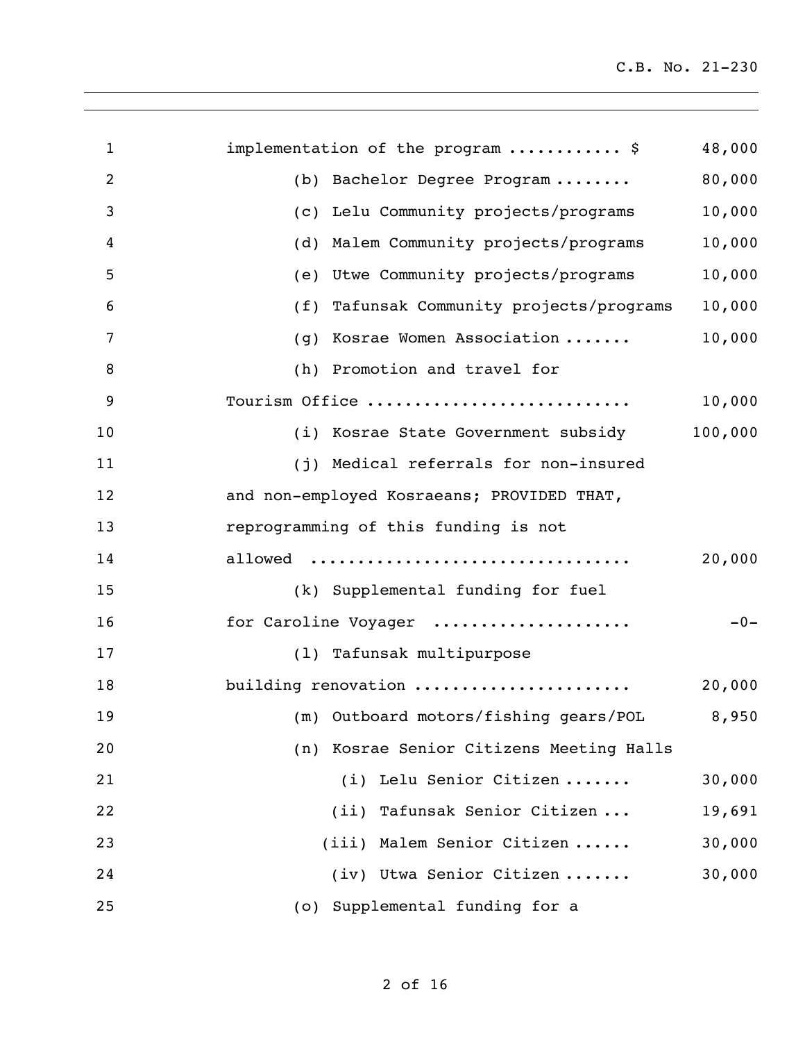implementation of the program ........... $ 48,000

(b) Bachelor Degree Program ........ 80,000

(c) Lelu Community projects/programs 10,000

(d) Malem Community projects/programs 10,000

(e) Utwe Community projects/programs 10,000

(f) Tafunsak Community projects/programs 10,000

(g) Kosrae Women Association ....... 10,000

(h) Promotion and travel for Tourism Office .......................... 10,000

(i) Kosrae State Government subsidy 100,000

(j) Medical referrals for non-insured and non-employed Kosraeans; PROVIDED THAT, reprogramming of this funding is not allowed ................................ 20,000

(k) Supplemental funding for fuel for Caroline Voyager .................... -0-

(l) Tafunsak multipurpose building renovation ..................... 20,000

(m) Outboard motors/fishing gears/POL 8,950

(n) Kosrae Senior Citizens Meeting Halls

(i) Lelu Senior Citizen ....... 30,000

(ii) Tafunsak Senior Citizen ... 19,691

(iii) Malem Senior Citizen ...... 30,000

(iv) Utwa Senior Citizen ....... 30,000

(o) Supplemental funding for a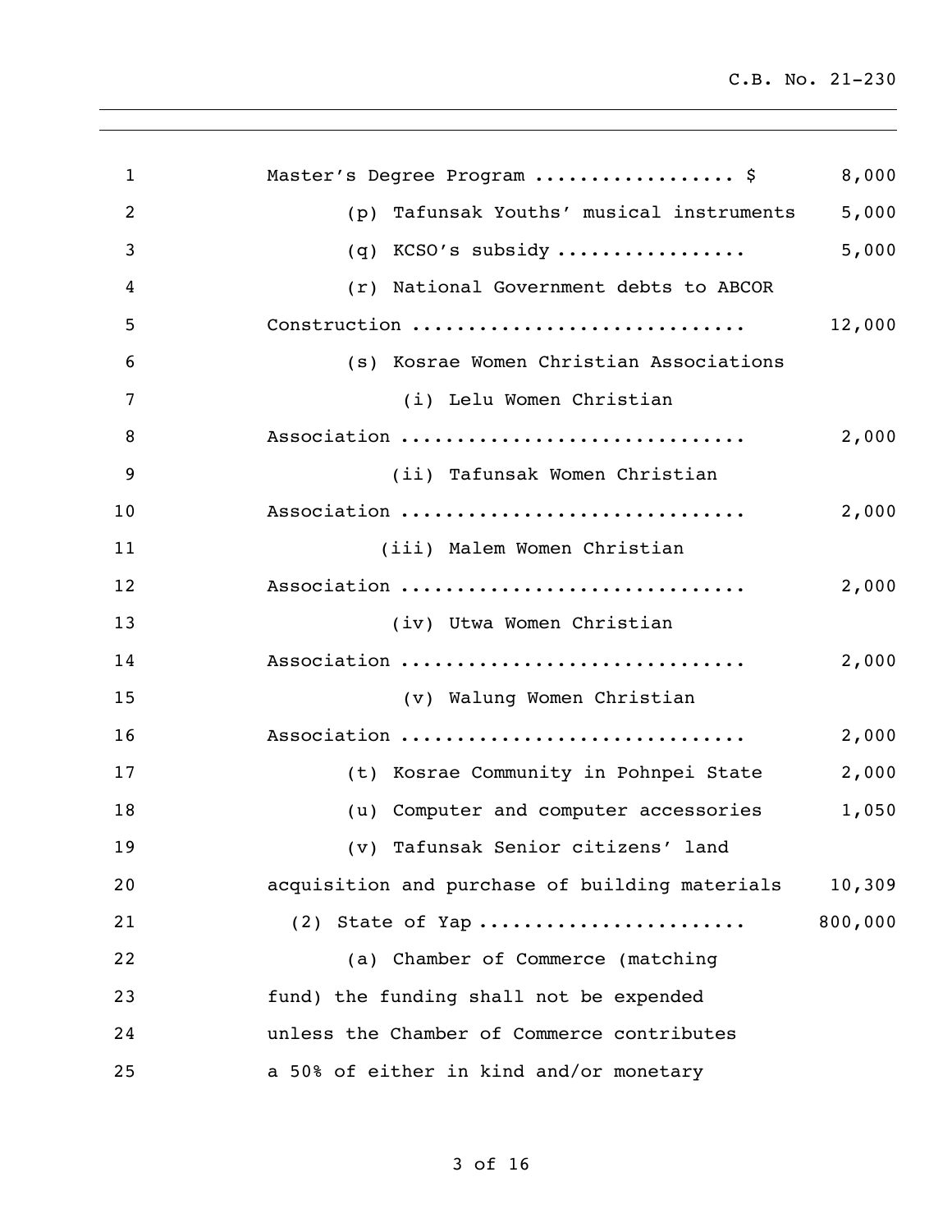Master's Degree Program ................. $ 8,000

(p) Tafunsak Youths' musical instruments 5,000

(q) KCSO's subsidy ................ 5,000

(r) National Government debts to ABCOR Construction ............................ 12,000

(s) Kosrae Women Christian Associations

(i) Lelu Women Christian Association .............................. 2,000

(ii) Tafunsak Women Christian Association .............................. 2,000

(iii) Malem Women Christian Association .............................. 2,000

(iv) Utwa Women Christian Association .............................. 2,000

(v) Walung Women Christian Association .............................. 2,000

(t) Kosrae Community in Pohnpei State 2,000

(u) Computer and computer accessories 1,050

(v) Tafunsak Senior citizens' land acquisition and purchase of building materials 10,309

(2) State of Yap ...................... 800,000

(a) Chamber of Commerce (matching fund) the funding shall not be expended unless the Chamber of Commerce contributes a 50% of either in kind and/or monetary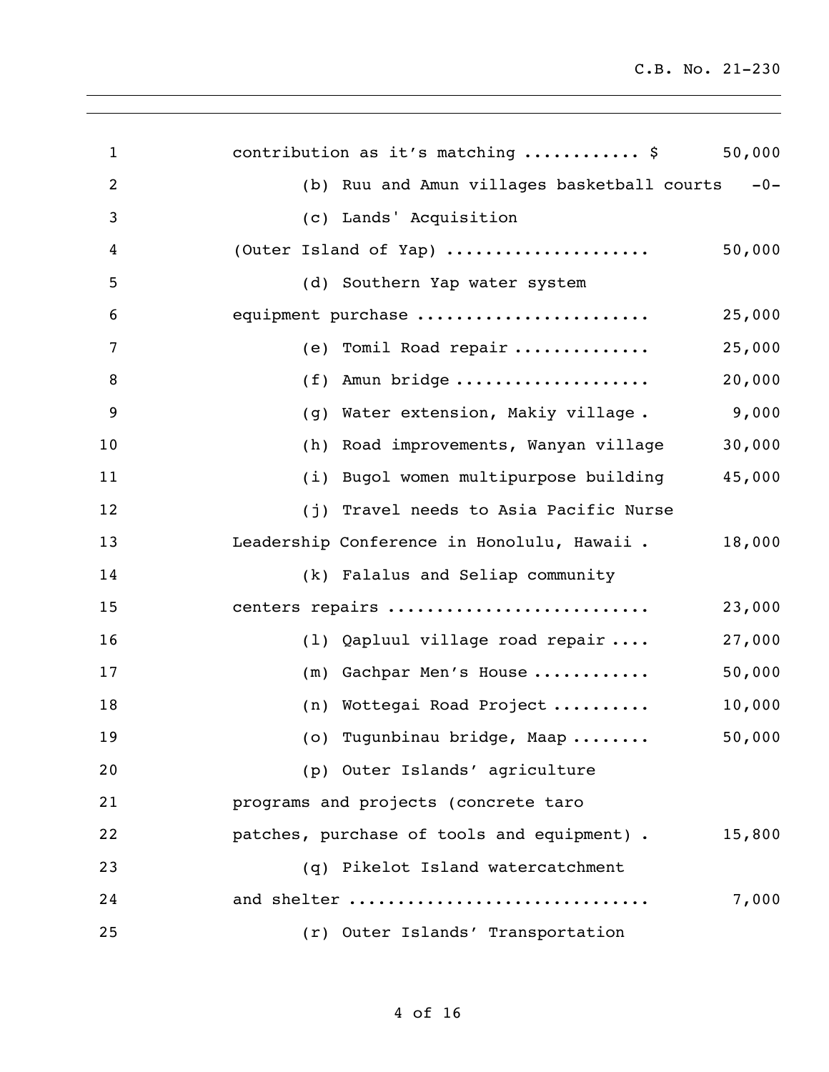contribution as it's matching ........... $ 50,000

(b) Ruu and Amun villages basketball courts -0-

(c) Lands' Acquisition
(Outer Island of Yap) .................... 50,000

(d) Southern Yap water system
equipment purchase ....................... 25,000

(e) Tomil Road repair ............. 25,000

(f) Amun bridge ................... 20,000

(g) Water extension, Makiy village . 9,000

(h) Road improvements, Wanyan village 30,000

(i) Bugol women multipurpose building 45,000

(j) Travel needs to Asia Pacific Nurse
Leadership Conference in Honolulu, Hawaii . 18,000

(k) Falalus and Seliap community
centers repairs .......................... 23,000

(l) Qapluul village road repair .... 27,000

(m) Gachpar Men's House ........... 50,000

(n) Wottegai Road Project .......... 10,000

(o) Tugunbinau bridge, Maap ........ 50,000

(p) Outer Islands' agriculture
programs and projects (concrete taro
patches, purchase of tools and equipment) . 15,800

(q) Pikelot Island watercatchment
and shelter .............................. 7,000

(r) Outer Islands' Transportation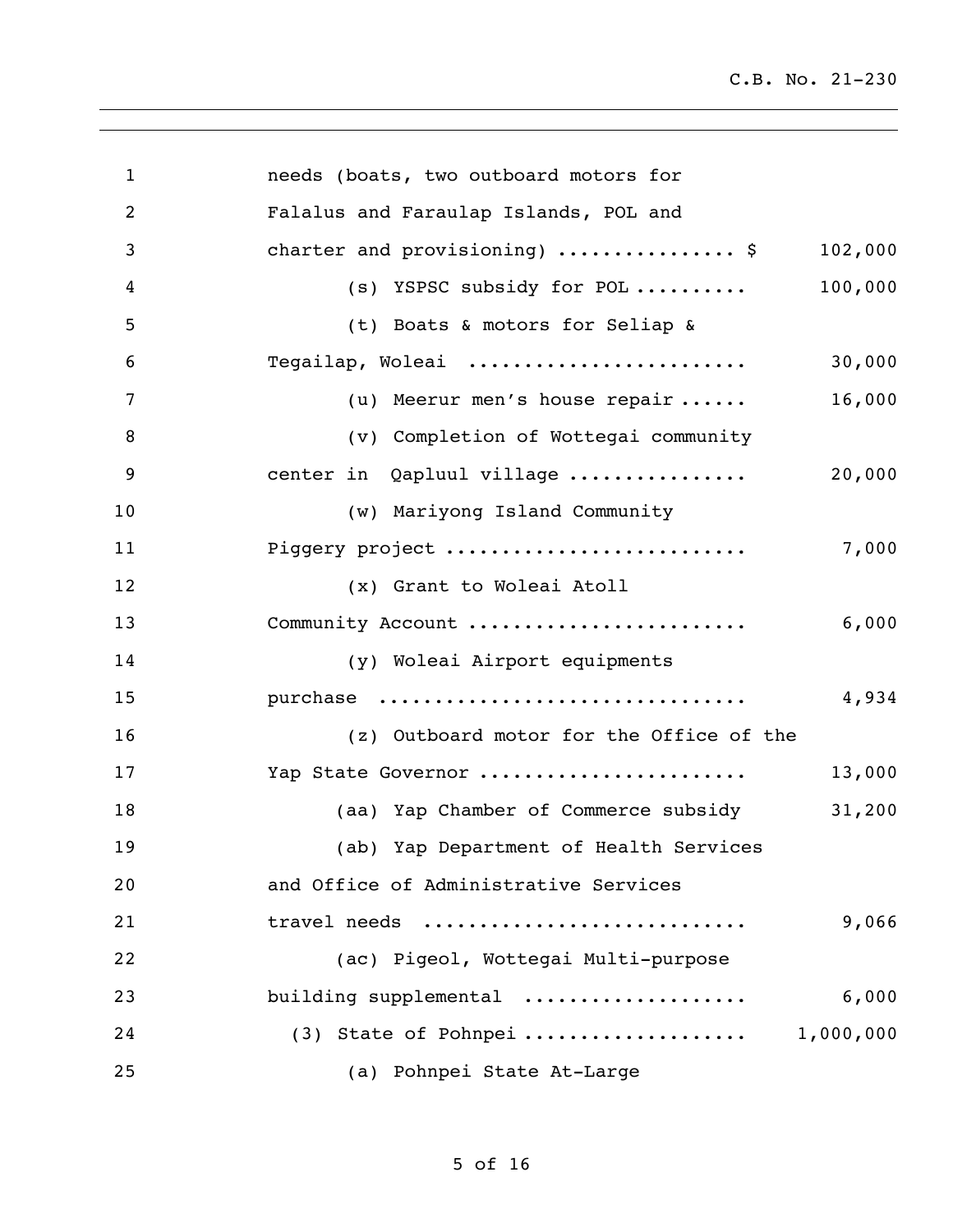needs (boats, two outboard motors for Falalus and Faraulap Islands, POL and charter and provisioning) ................ $ 102,000

(s) YSPSC subsidy for POL .......... 100,000

(t) Boats & motors for Seliap & Tegailap, Woleai ........................ 30,000

(u) Meerur men's house repair ...... 16,000

(v) Completion of Wottegai community center in Qapluul village ................ 20,000

(w) Mariyong Island Community Piggery project .......................... 7,000

(x) Grant to Woleai Atoll Community Account ........................ 6,000

(y) Woleai Airport equipments purchase ................................ 4,934

(z) Outboard motor for the Office of the Yap State Governor ....................... 13,000

(aa) Yap Chamber of Commerce subsidy 31,200

(ab) Yap Department of Health Services and Office of Administrative Services travel needs ............................ 9,066

(ac) Pigeol, Wottegai Multi-purpose building supplemental ................... 6,000

(3) State of Pohnpei ................... 1,000,000

(a) Pohnpei State At-Large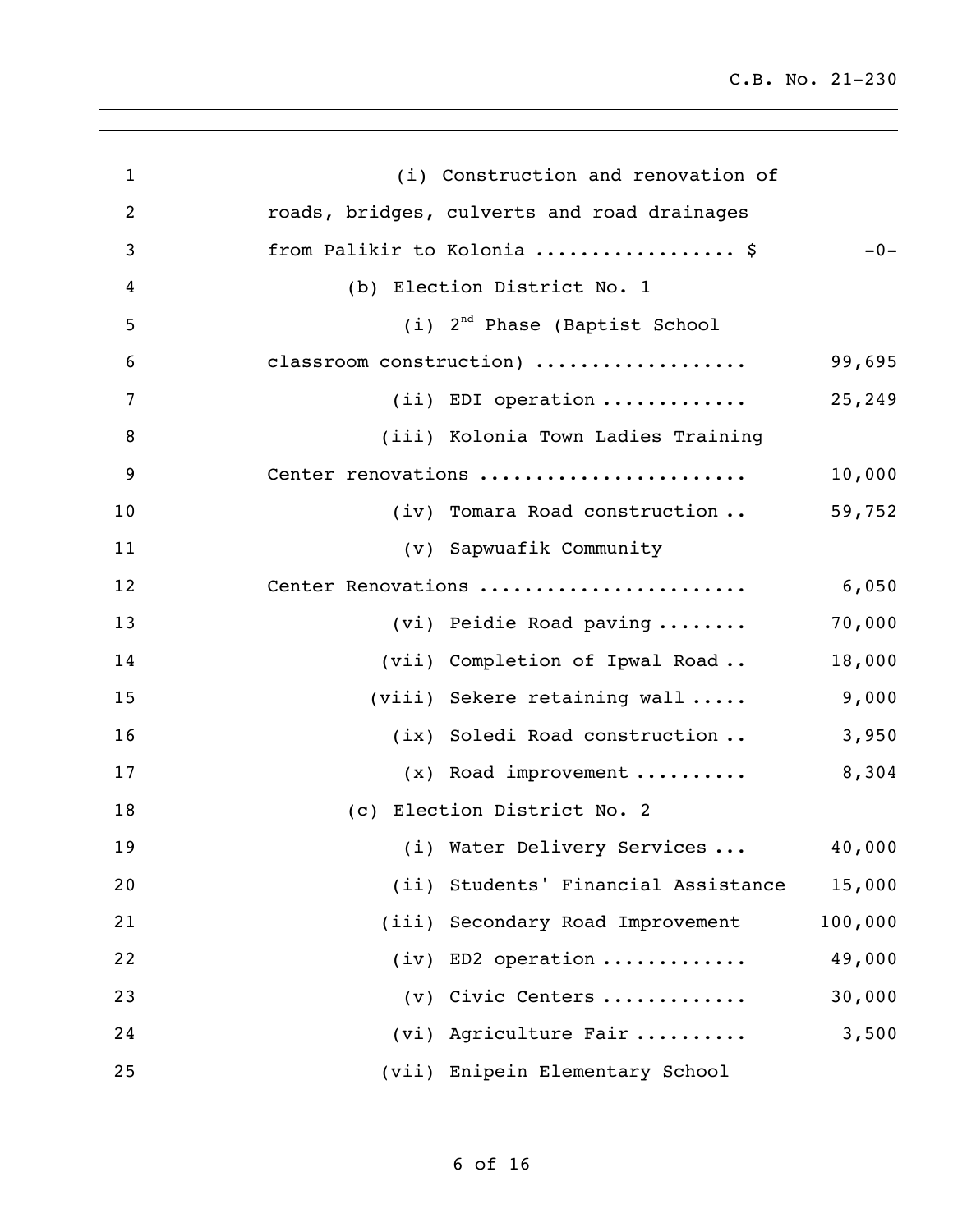(i) Construction and renovation of roads, bridges, culverts and road drainages from Palikir to Kolonia ................. $ -0-

(b) Election District No. 1

(i) 2nd Phase (Baptist School classroom construction) .................. 99,695

(ii) EDI operation ............ 25,249

(iii) Kolonia Town Ladies Training Center renovations ...................... 10,000

(iv) Tomara Road construction .. 59,752

(v) Sapwuafik Community Center Renovations ...................... 6,050

(vi) Peidie Road paving ........ 70,000

(vii) Completion of Ipwal Road .. 18,000

(viii) Sekere retaining wall ..... 9,000

(ix) Soledi Road construction .. 3,950

(x) Road improvement .......... 8,304

(c) Election District No. 2

(i) Water Delivery Services ... 40,000

(ii) Students' Financial Assistance 15,000

(iii) Secondary Road Improvement 100,000

(iv) ED2 operation ............ 49,000

(v) Civic Centers ............ 30,000

(vi) Agriculture Fair .......... 3,500

(vii) Enipein Elementary School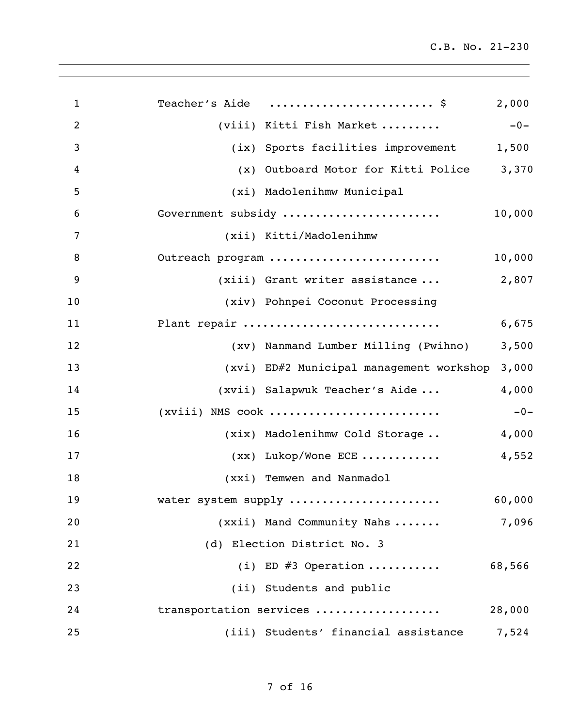| Item | Amount |
|---|---|
| Teacher's Aide ........................ $ | 2,000 |
| (viii) Kitti Fish Market ......... | -0- |
| (ix) Sports facilities improvement | 1,500 |
| (x) Outboard Motor for Kitti Police | 3,370 |
| (xi) Madolenihmw Municipal Government subsidy ....................... | 10,000 |
| (xii) Kitti/Madolenihmw Outreach program ......................... | 10,000 |
| (xiii) Grant writer assistance ... | 2,807 |
| (xiv) Pohnpei Coconut Processing Plant repair ............................ | 6,675 |
| (xv) Nanmand Lumber Milling (Pwihno) | 3,500 |
| (xvi) ED#2 Municipal management workshop | 3,000 |
| (xvii) Salapwuk Teacher's Aide ... | 4,000 |
| (xviii) NMS cook ......................... | -0- |
| (xix) Madolenihmw Cold Storage .. | 4,000 |
| (xx) Lukop/Wone ECE ........... | 4,552 |
| (xxi) Temwen and Nanmadol water system supply ...................... | 60,000 |
| (xxii) Mand Community Nahs ....... | 7,096 |
| (d) Election District No. 3 | |
| (i) ED #3 Operation .......... | 68,566 |
| (ii) Students and public transportation services .................. | 28,000 |
| (iii) Students' financial assistance | 7,524 |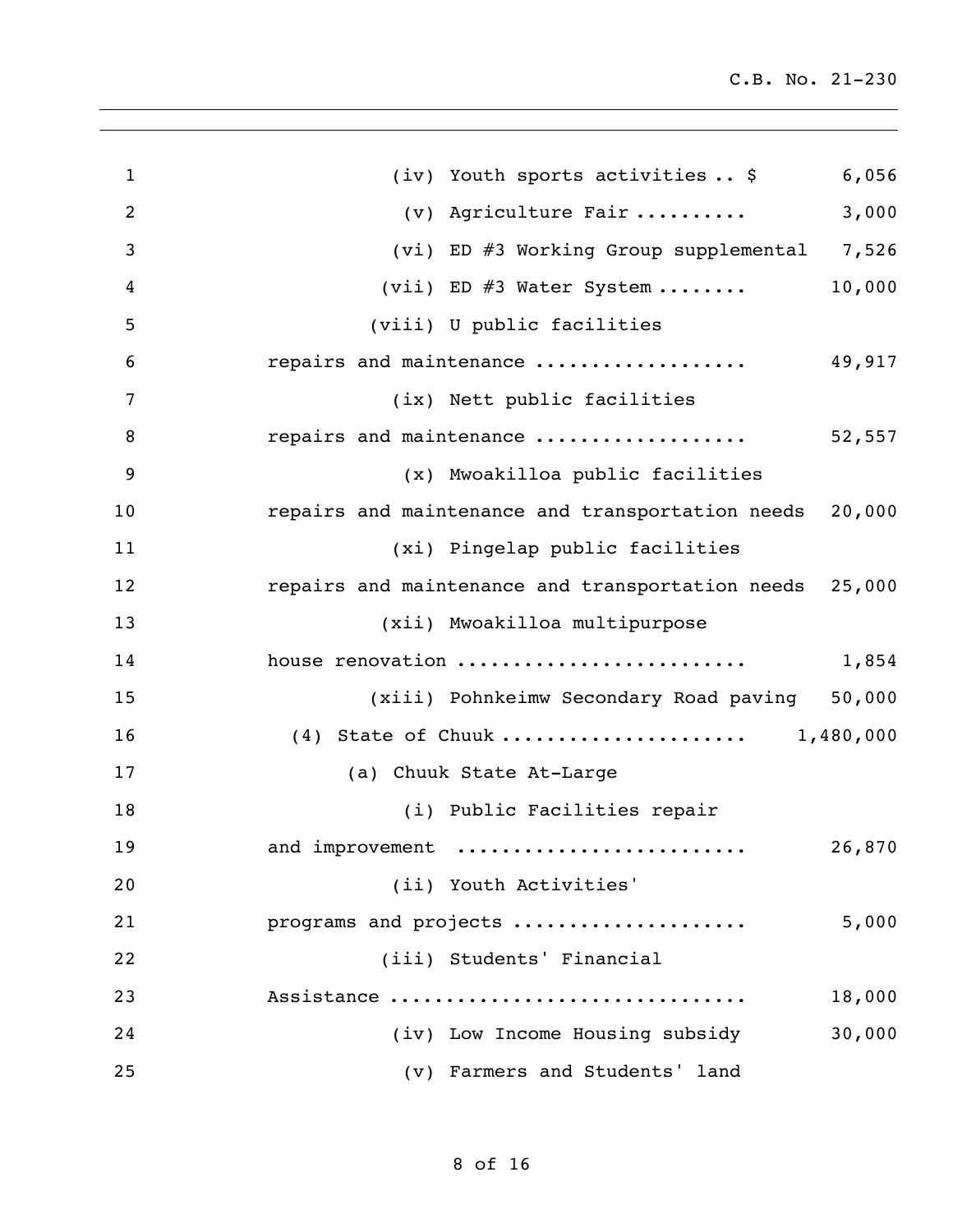(iv) Youth sports activities .. $ 6,056

(v) Agriculture Fair .......... 3,000

(vi) ED #3 Working Group supplemental 7,526

(vii) ED #3 Water System ........ 10,000

(viii) U public facilities repairs and maintenance .................. 49,917

(ix) Nett public facilities repairs and maintenance .................. 52,557

(x) Mwoakilloa public facilities repairs and maintenance and transportation needs 20,000

(xi) Pingelap public facilities repairs and maintenance and transportation needs 25,000

(xii) Mwoakilloa multipurpose house renovation ......................... 1,854

(xiii) Pohnkeimw Secondary Road paving 50,000

(4) State of Chuuk ..................... 1,480,000

(a) Chuuk State At-Large

(i) Public Facilities repair and improvement ......................... 26,870

(ii) Youth Activities' programs and projects .................... 5,000

(iii) Students' Financial Assistance .............................. 18,000

(iv) Low Income Housing subsidy 30,000

(v) Farmers and Students' land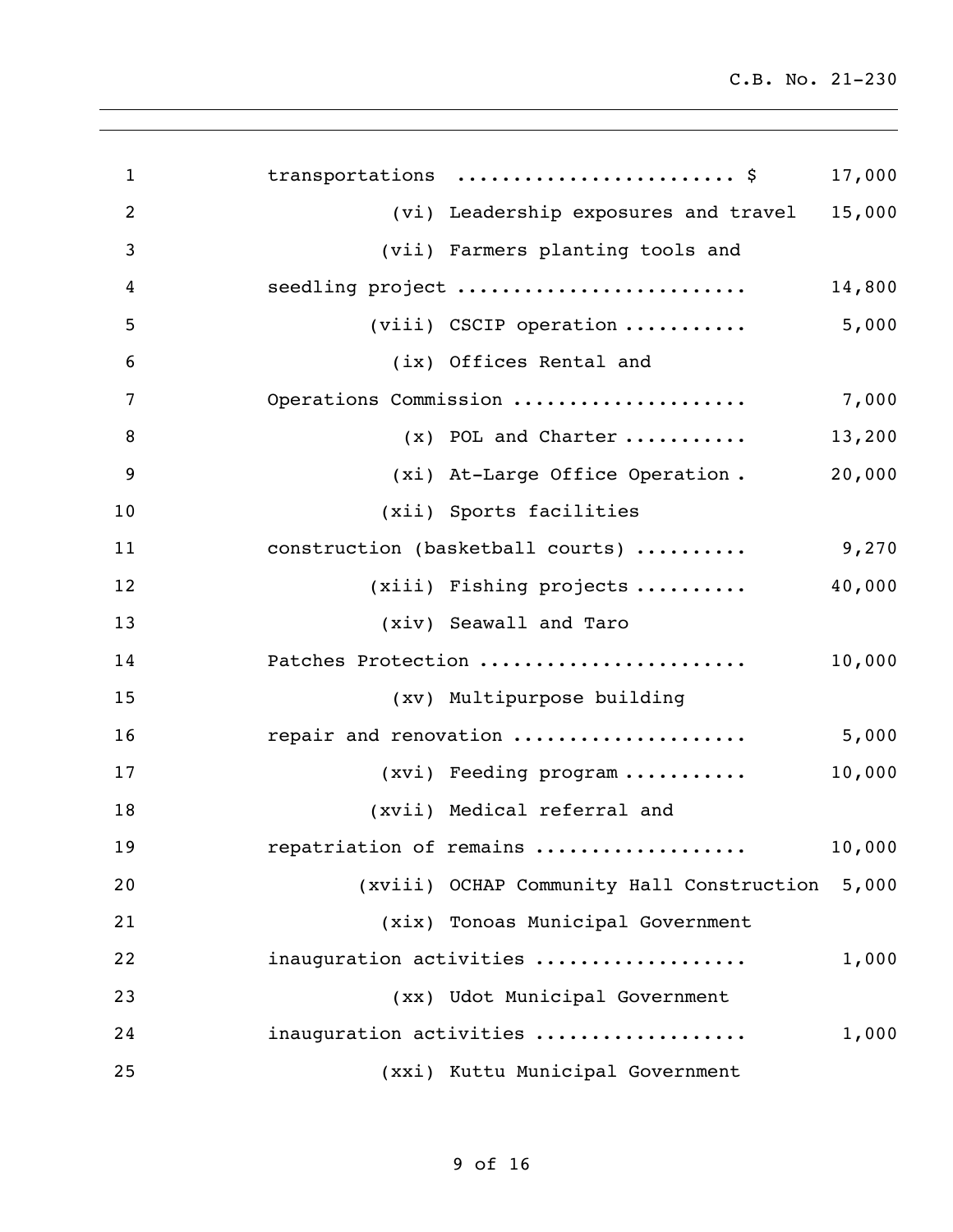transportations ........................ $ 17,000

(vi) Leadership exposures and travel 15,000

(vii) Farmers planting tools and seedling project ......................... 14,800

(viii) CSCIP operation ........... 5,000

(ix) Offices Rental and Operations Commission ..................... 7,000

(x) POL and Charter ........... 13,200

(xi) At-Large Office Operation . 20,000

(xii) Sports facilities construction (basketball courts) .......... 9,270

(xiii) Fishing projects .......... 40,000

(xiv) Seawall and Taro Patches Protection ....................... 10,000

(xv) Multipurpose building repair and renovation ..................... 5,000

(xvi) Feeding program ........... 10,000

(xvii) Medical referral and repatriation of remains .................. 10,000

(xviii) OCHAP Community Hall Construction 5,000

(xix) Tonoas Municipal Government inauguration activities .................. 1,000

(xx) Udot Municipal Government inauguration activities .................. 1,000

(xxi) Kuttu Municipal Government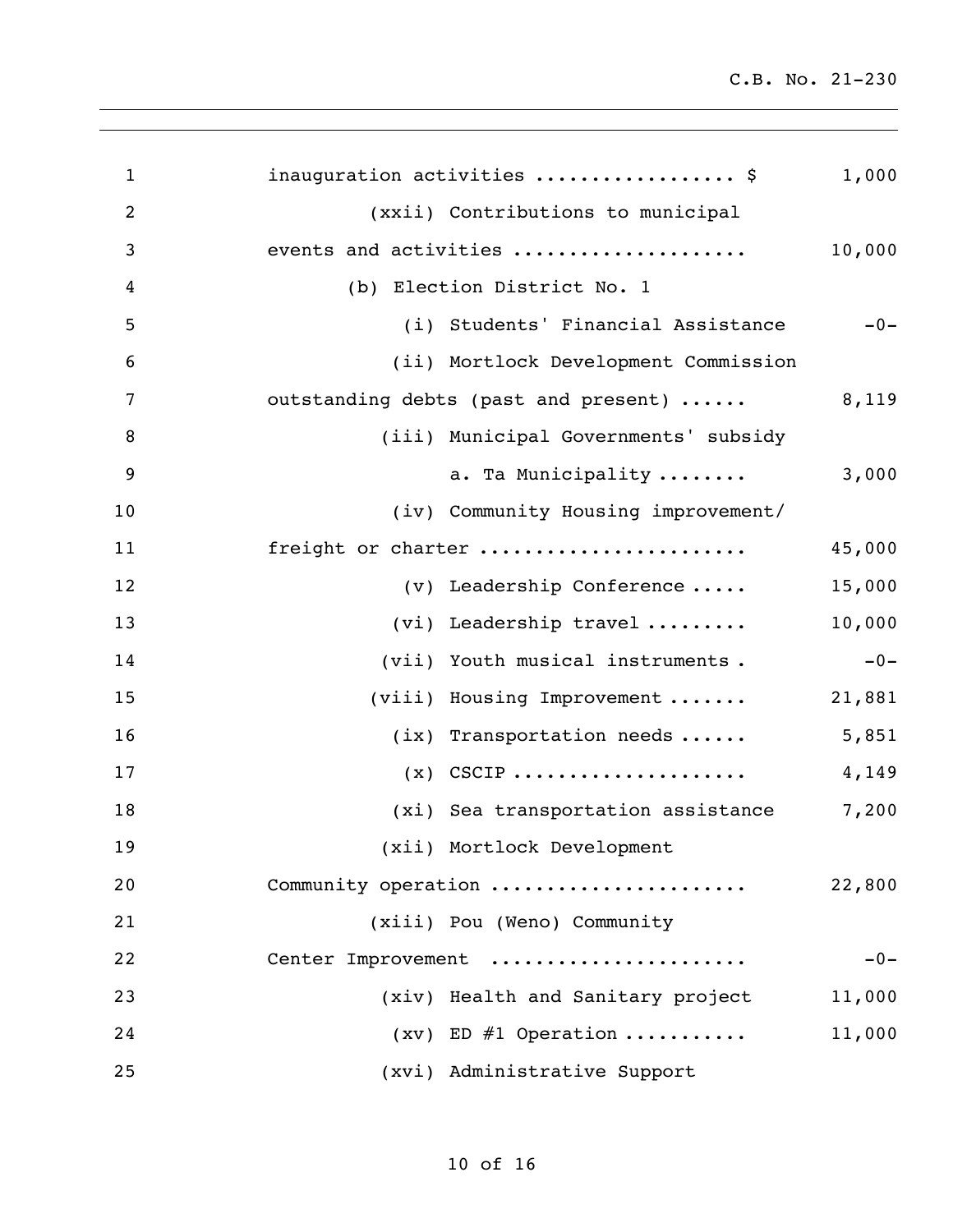inauguration activities ................. $ 1,000

(xxii) Contributions to municipal events and activities .................... 10,000

(b) Election District No. 1

(i) Students' Financial Assistance -0-

(ii) Mortlock Development Commission outstanding debts (past and present) ...... 8,119

(iii) Municipal Governments' subsidy

a. Ta Municipality ........ 3,000

(iv) Community Housing improvement/ freight or charter ....................... 45,000

(v) Leadership Conference ..... 15,000

(vi) Leadership travel ......... 10,000

(vii) Youth musical instruments . -0-

(viii) Housing Improvement ....... 21,881

(ix) Transportation needs ...... 5,851

(x) CSCIP .................... 4,149

(xi) Sea transportation assistance 7,200

(xii) Mortlock Development Community operation ...................... 22,800

(xiii) Pou (Weno) Community Center Improvement ...................... -0-

(xiv) Health and Sanitary project 11,000

(xv) ED #1 Operation .......... 11,000

(xvi) Administrative Support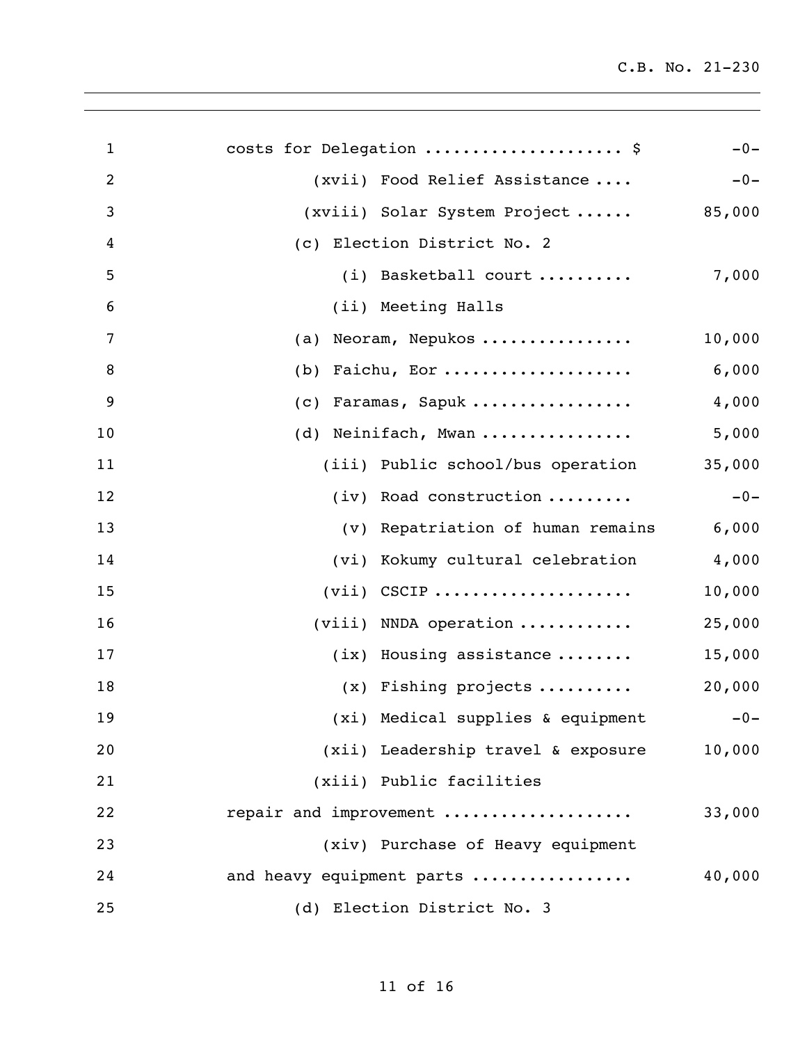costs for Delegation .................... $ -0-

(xvii) Food Relief Assistance .... -0-

(xviii) Solar System Project ...... 85,000

(c) Election District No. 2

(i) Basketball court .......... 7,000

(ii) Meeting Halls

(a) Neoram, Nepukos ................ 10,000

(b) Faichu, Eor .................... 6,000

(c) Faramas, Sapuk ................. 4,000

(d) Neinifach, Mwan ................ 5,000

(iii) Public school/bus operation 35,000

(iv) Road construction ......... -0-

(v) Repatriation of human remains 6,000

(vi) Kokumy cultural celebration 4,000

(vii) CSCIP ..................... 10,000

(viii) NNDA operation ............ 25,000

(ix) Housing assistance ........ 15,000

(x) Fishing projects .......... 20,000

(xi) Medical supplies & equipment -0-

(xii) Leadership travel & exposure 10,000

(xiii) Public facilities
repair and improvement ................... 33,000

(xiv) Purchase of Heavy equipment
and heavy equipment parts ................ 40,000

(d) Election District No. 3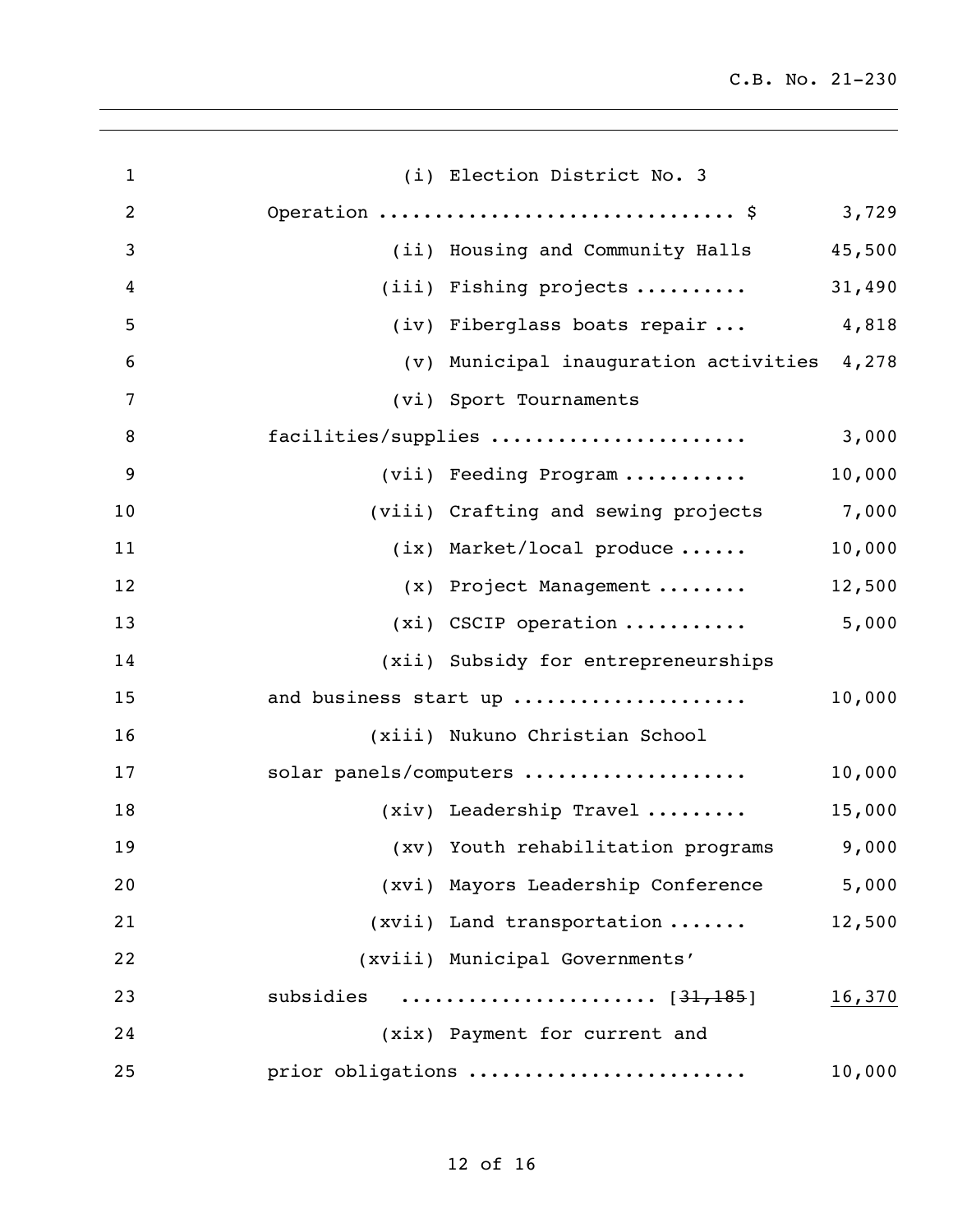(i) Election District No. 3

| | |
|---|---|
| Operation ............................... $ | 3,729 |
| (ii) Housing and Community Halls | 45,500 |
| (iii) Fishing projects .......... | 31,490 |
| (iv) Fiberglass boats repair ... | 4,818 |
| (v) Municipal inauguration activities | 4,278 |
| (vi) Sport Tournaments facilities/supplies ...................... | 3,000 |
| (vii) Feeding Program ........... | 10,000 |
| (viii) Crafting and sewing projects | 7,000 |
| (ix) Market/local produce ...... | 10,000 |
| (x) Project Management ........ | 12,500 |
| (xi) CSCIP operation ........... | 5,000 |
| (xii) Subsidy for entrepreneurships and business start up .................... | 10,000 |
| (xiii) Nukuno Christian School solar panels/computers ................... | 10,000 |
| (xiv) Leadership Travel ......... | 15,000 |
| (xv) Youth rehabilitation programs | 9,000 |
| (xvi) Mayors Leadership Conference | 5,000 |
| (xvii) Land transportation ....... | 12,500 |
| (xviii) Municipal Governments' subsidies ...................... [~~31,185~~] | <u>16,370</u> |
| (xix) Payment for current and prior obligations ....................... | 10,000 |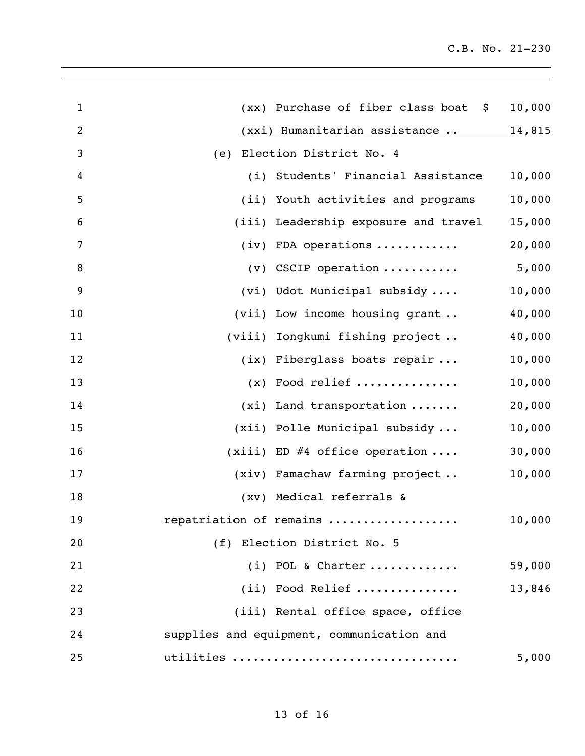| | |
|---|---|
| (xx) Purchase of fiber class boat | $ 10,000 |
| (xxi) Humanitarian assistance .. | 14,815 |
| (e) Election District No. 4 | |
| (i) Students' Financial Assistance | 10,000 |
| (ii) Youth activities and programs | 10,000 |
| (iii) Leadership exposure and travel | 15,000 |
| (iv) FDA operations ............ | 20,000 |
| (v) CSCIP operation ........... | 5,000 |
| (vi) Udot Municipal subsidy .... | 10,000 |
| (vii) Low income housing grant .. | 40,000 |
| (viii) Iongkumi fishing project .. | 40,000 |
| (ix) Fiberglass boats repair ... | 10,000 |
| (x) Food relief .............. | 10,000 |
| (xi) Land transportation ....... | 20,000 |
| (xii) Polle Municipal subsidy ... | 10,000 |
| (xiii) ED #4 office operation .... | 30,000 |
| (xiv) Famachaw farming project .. | 10,000 |
| (xv) Medical referrals & repatriation of remains .................. | 10,000 |
| (f) Election District No. 5 | |
| (i) POL & Charter ............ | 59,000 |
| (ii) Food Relief .............. | 13,846 |
| (iii) Rental office space, office supplies and equipment, communication and utilities ................................ | 5,000 |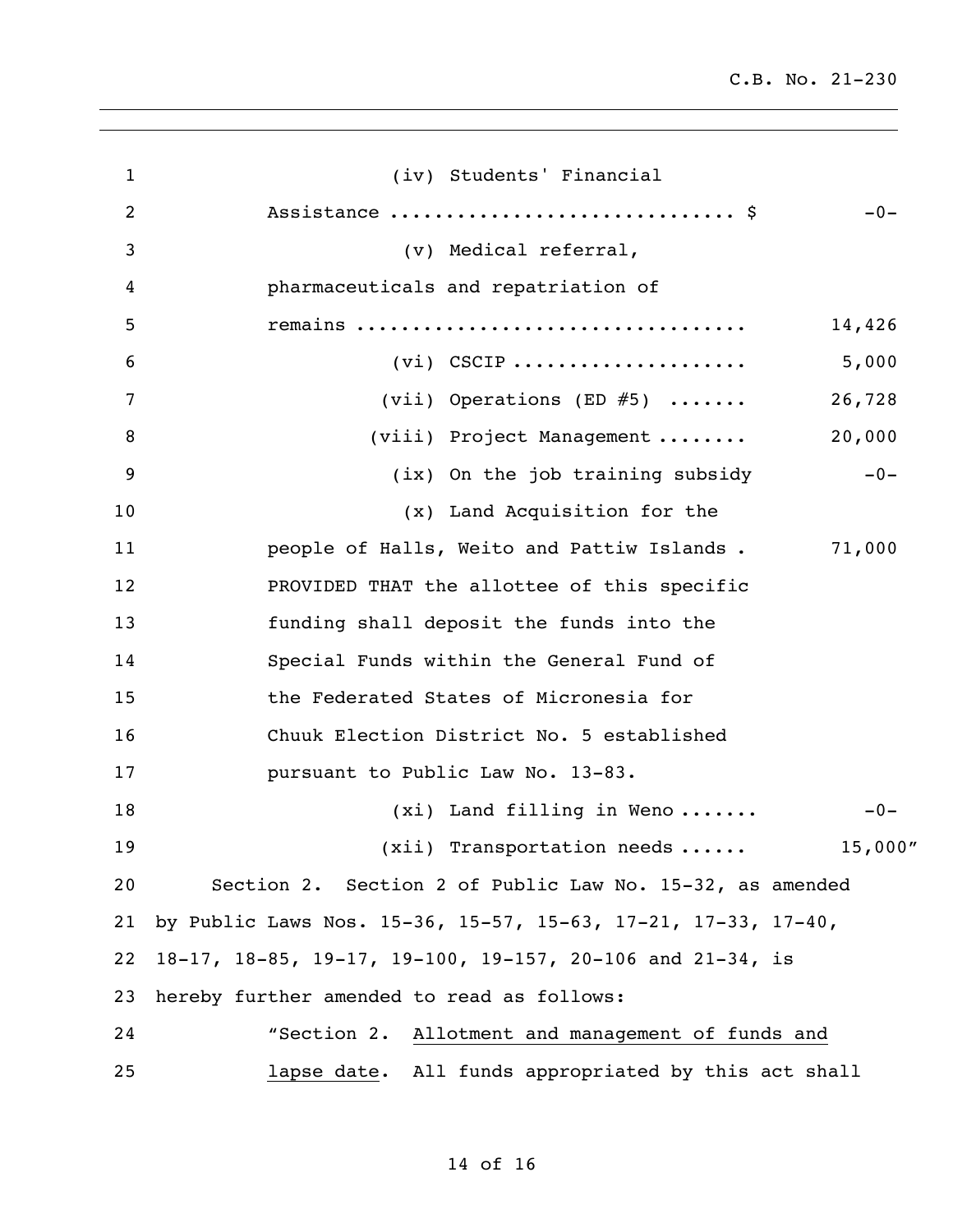(iv) Students' Financial Assistance ............................. $ -0-

(v) Medical referral, pharmaceuticals and repatriation of remains .................................. 14,426

(vi) CSCIP .................... 5,000

(vii) Operations (ED #5) ....... 26,728

(viii) Project Management ........ 20,000

(ix) On the job training subsidy -0-

(x) Land Acquisition for the people of Halls, Weito and Pattiw Islands . 71,000

PROVIDED THAT the allottee of this specific funding shall deposit the funds into the Special Funds within the General Fund of the Federated States of Micronesia for Chuuk Election District No. 5 established pursuant to Public Law No. 13-83.

(xi) Land filling in Weno ....... -0-

(xii) Transportation needs ...... 15,000"

Section 2. Section 2 of Public Law No. 15-32, as amended by Public Laws Nos. 15-36, 15-57, 15-63, 17-21, 17-33, 17-40, 18-17, 18-85, 19-17, 19-100, 19-157, 20-106 and 21-34, is hereby further amended to read as follows:

"Section 2. Allotment and management of funds and lapse date. All funds appropriated by this act shall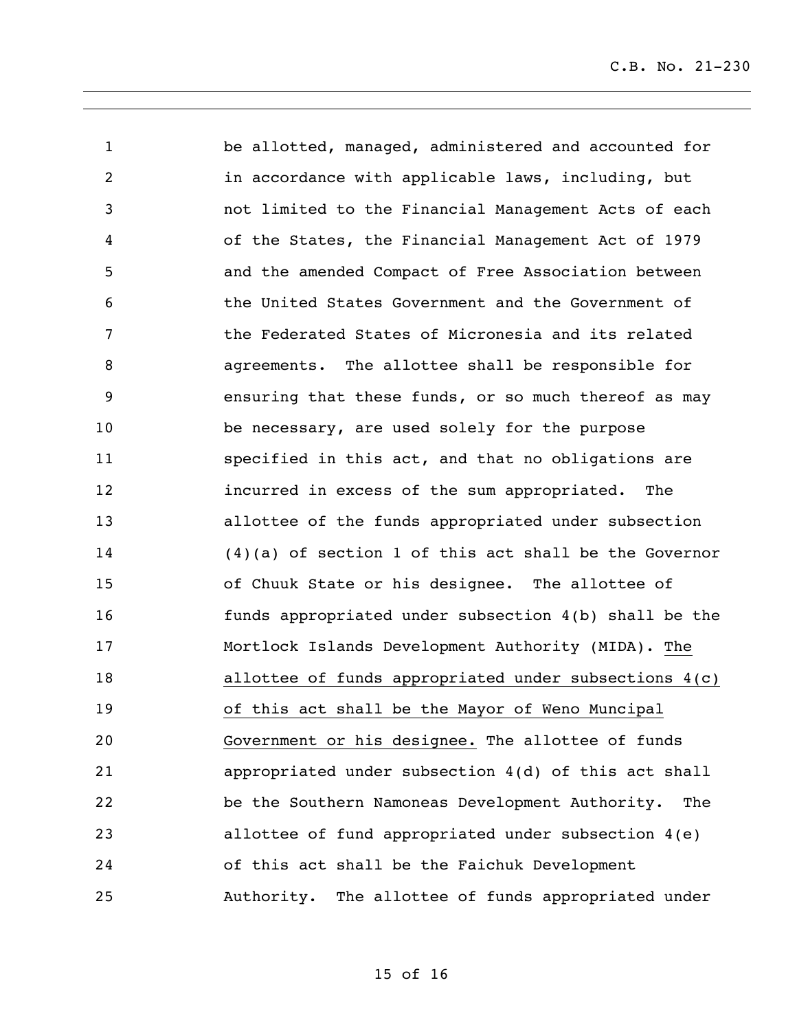be allotted, managed, administered and accounted for in accordance with applicable laws, including, but not limited to the Financial Management Acts of each of the States, the Financial Management Act of 1979 and the amended Compact of Free Association between the United States Government and the Government of the Federated States of Micronesia and its related agreements. The allottee shall be responsible for ensuring that these funds, or so much thereof as may be necessary, are used solely for the purpose specified in this act, and that no obligations are incurred in excess of the sum appropriated. The allottee of the funds appropriated under subsection (4)(a) of section 1 of this act shall be the Governor of Chuuk State or his designee. The allottee of funds appropriated under subsection 4(b) shall be the Mortlock Islands Development Authority (MIDA). <u>The allottee of funds appropriated under subsections 4(c) of this act shall be the Mayor of Weno Muncipal Government or his designee.</u> The allottee of funds appropriated under subsection 4(d) of this act shall be the Southern Namoneas Development Authority. The allottee of fund appropriated under subsection 4(e) of this act shall be the Faichuk Development Authority. The allottee of funds appropriated under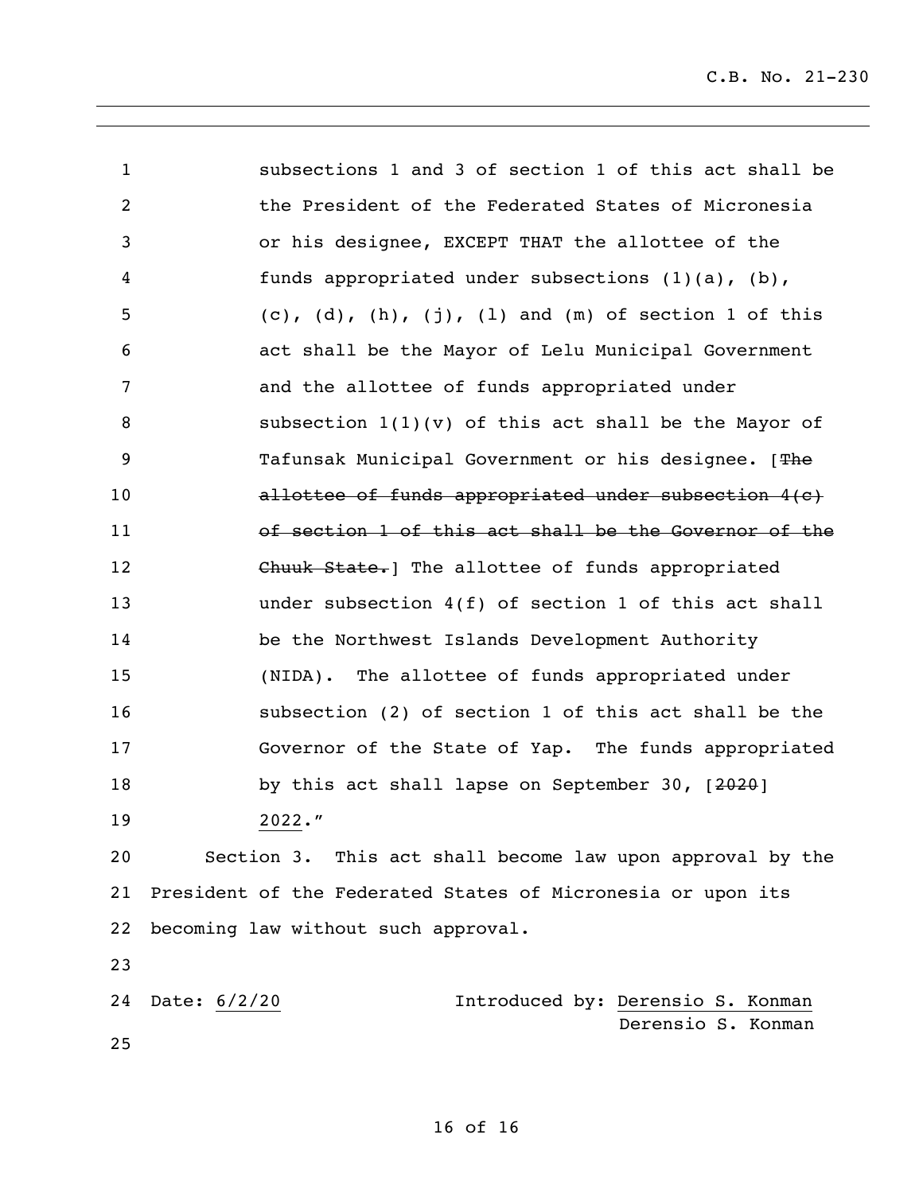subsections 1 and 3 of section 1 of this act shall be the President of the Federated States of Micronesia or his designee, EXCEPT THAT the allottee of the funds appropriated under subsections (1)(a), (b), (c), (d), (h), (j), (l) and (m) of section 1 of this act shall be the Mayor of Lelu Municipal Government and the allottee of funds appropriated under subsection 1(1)(v) of this act shall be the Mayor of Tafunsak Municipal Government or his designee. [~~The allottee of funds appropriated under subsection 4(c) of section 1 of this act shall be the Governor of the Chuuk State.~~] The allottee of funds appropriated under subsection 4(f) of section 1 of this act shall be the Northwest Islands Development Authority (NIDA). The allottee of funds appropriated under subsection (2) of section 1 of this act shall be the Governor of the State of Yap. The funds appropriated by this act shall lapse on September 30, [~~2020~~] 2022."

Section 3. This act shall become law upon approval by the President of the Federated States of Micronesia or upon its becoming law without such approval.

Date: 6/2/20 Introduced by: Derensio S. Konman

Derensio S. Konman